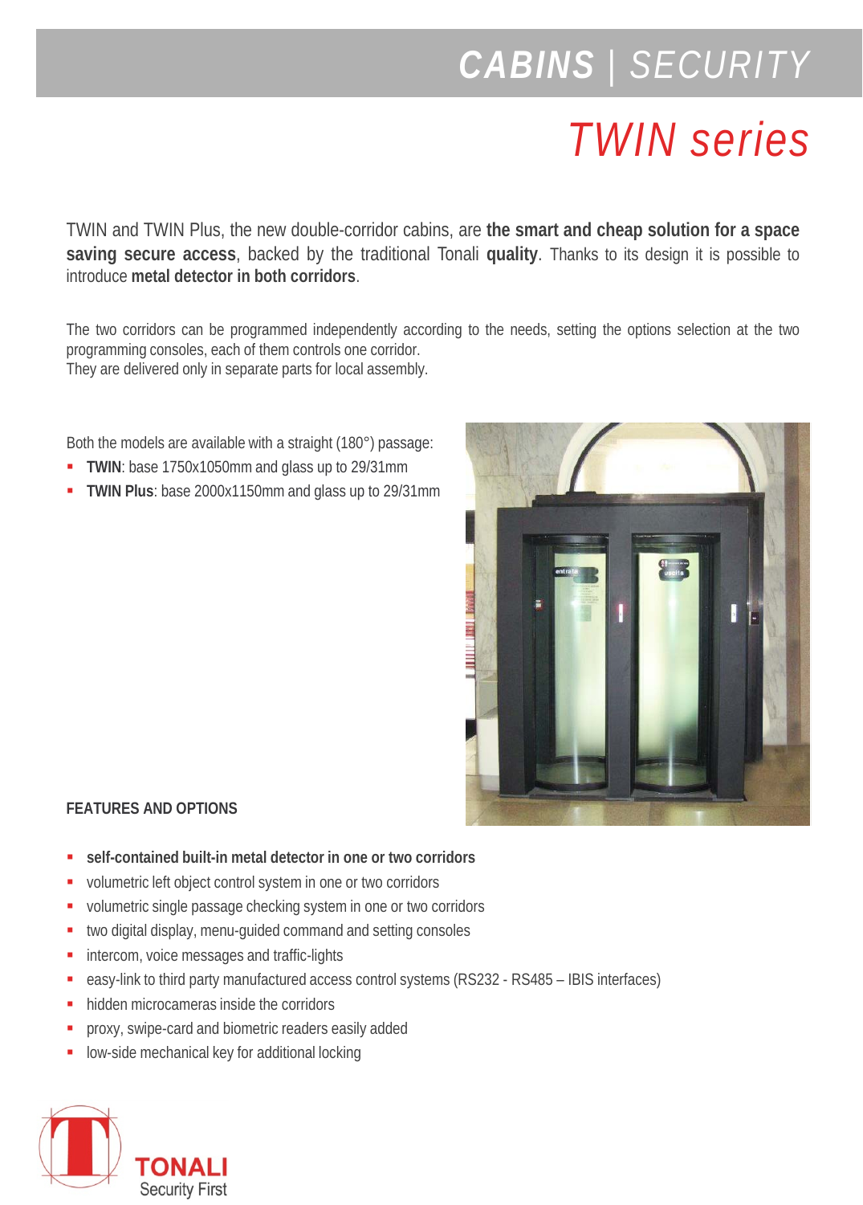# CABINS | SECURITY

## TWIN series

TWIN and TWIN Plus, the new double-corridor cabins, are **the smart and cheap solution for a space saving secure access**, backed by the traditional Tonali **quality**. Thanks to its design it is possible to introduce **metal detector in both corridors**.

The two corridors can be programmed independently according to the needs, setting the options selection at the two programming consoles, each of them controls one corridor.
They are delivered only in separate parts for local assembly.

Both the models are available with a straight (180°) passage:

- **TWIN**: base 1750x1050mm and glass up to 29/31mm
- **TWIN Plus**: base 2000x1150mm and glass up to 29/31mm

**FEATURES AND OPTIONS**

- **self-contained built-in metal detector in one or two corridors**
- volumetric left object control system in one or two corridors
- volumetric single passage checking system in one or two corridors
- two digital display, menu-guided command and setting consoles
- intercom, voice messages and traffic-lights
- easy-link to third party manufactured access control systems (RS232 - RS485 – IBIS interfaces)
- hidden microcameras inside the corridors
- proxy, swipe-card and biometric readers easily added
- low-side mechanical key for additional locking

TONALI
Security First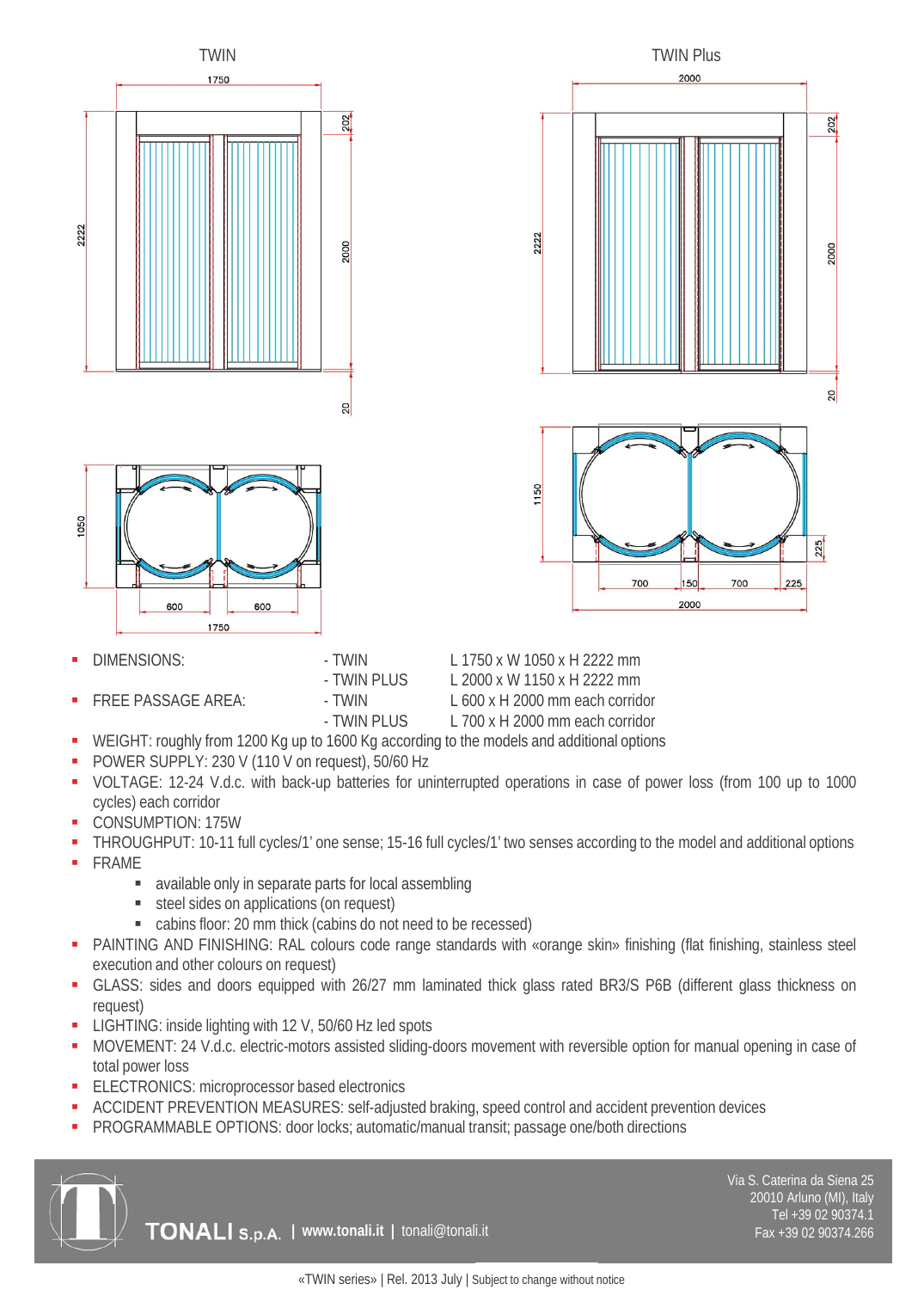TWIN

1750

202

2222

2000

20

1050

600

600

1750

TWIN Plus

2000

202

2222

2000

20

1150

225

700

150

700

225

2000

- DIMENSIONS: - TWIN L 1750 x W 1050 x H 2222 mm
  - TWIN PLUS L 2000 x W 1150 x H 2222 mm
- FREE PASSAGE AREA: - TWIN L 600 x H 2000 mm each corridor
  - TWIN PLUS L 700 x H 2000 mm each corridor
- WEIGHT: roughly from 1200 Kg up to 1600 Kg according to the models and additional options
- POWER SUPPLY: 230 V (110 V on request), 50/60 Hz
- VOLTAGE: 12-24 V.d.c. with back-up batteries for uninterrupted operations in case of power loss (from 100 up to 1000 cycles) each corridor
- CONSUMPTION: 175W
- THROUGHPUT: 10-11 full cycles/1' one sense; 15-16 full cycles/1' two senses according to the model and additional options
- FRAME
  - available only in separate parts for local assembling
  - steel sides on applications (on request)
  - cabins floor: 20 mm thick (cabins do not need to be recessed)
- PAINTING AND FINISHING: RAL colours code range standards with «orange skin» finishing (flat finishing, stainless steel execution and other colours on request)
- GLASS: sides and doors equipped with 26/27 mm laminated thick glass rated BR3/S P6B (different glass thickness on request)
- LIGHTING: inside lighting with 12 V, 50/60 Hz led spots
- MOVEMENT: 24 V.d.c. electric-motors assisted sliding-doors movement with reversible option for manual opening in case of total power loss
- ELECTRONICS: microprocessor based electronics
- ACCIDENT PREVENTION MEASURES: self-adjusted braking, speed control and accident prevention devices
- PROGRAMMABLE OPTIONS: door locks; automatic/manual transit; passage one/both directions

TONALI S.p.A. | www.tonali.it | tonali@tonali.it

Via S. Caterina da Siena 25
20010 Arluno (MI), Italy
Tel +39 02 90374.1
Fax +39 02 90374.266

«TWIN series» | Rel. 2013 July | Subject to change without notice